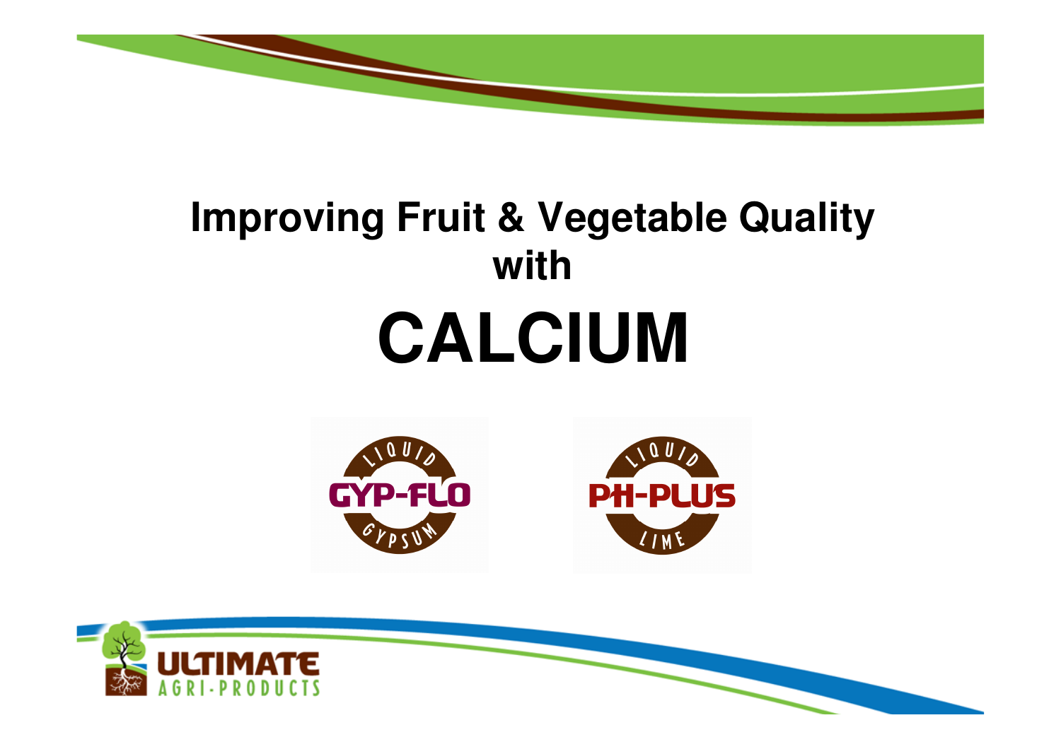# Improving Fruit & Vegetable Quality with

# CALCIUM

LIQUID GYP-FLO GYPSUM

LIQUID PH-PLUS LIME

ULTIMATE AGRI-PRODUCTS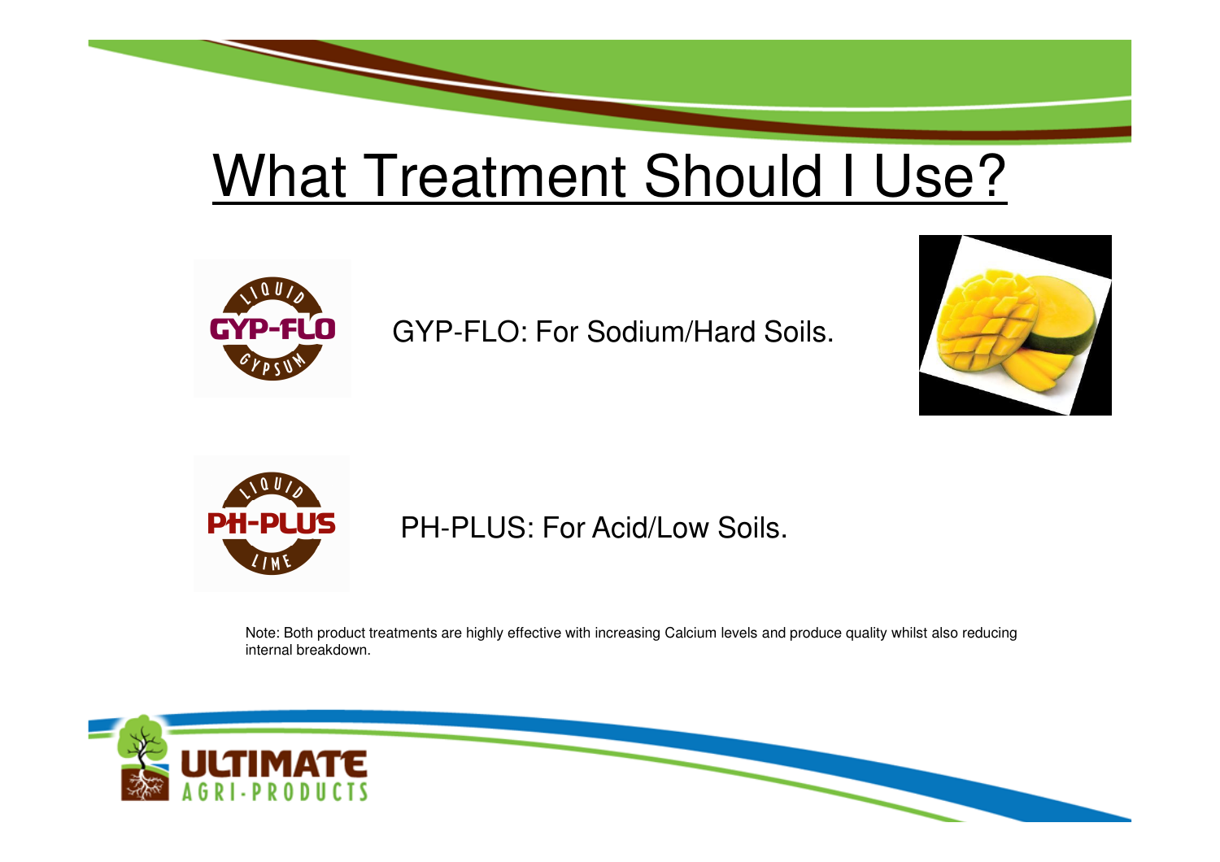# What Treatment Should I Use?

GYP-FLO: For Sodium/Hard Soils.

PH-PLUS: For Acid/Low Soils.

Note: Both product treatments are highly effective with increasing Calcium levels and produce quality whilst also reducing internal breakdown.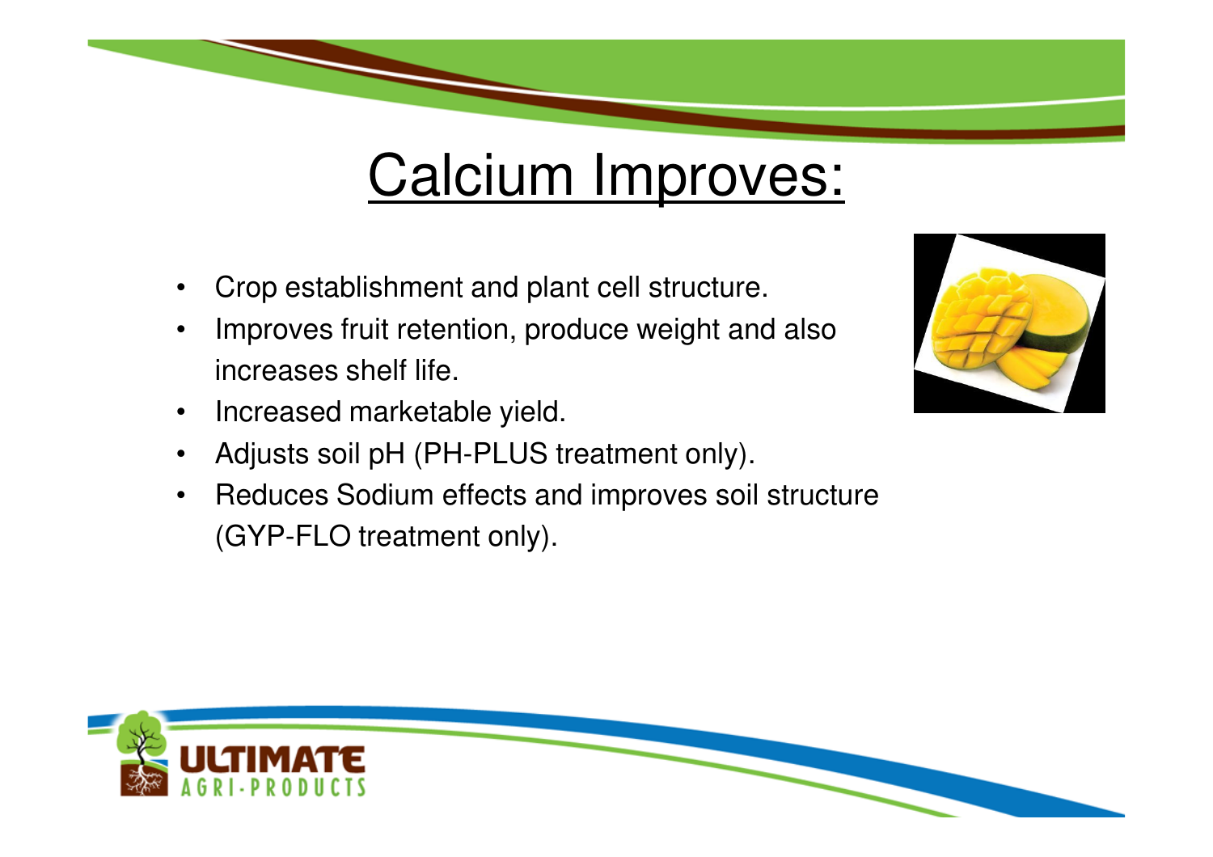# Calcium Improves:

- Crop establishment and plant cell structure.
- Improves fruit retention, produce weight and also increases shelf life.
- Increased marketable yield.
- Adjusts soil pH (PH-PLUS treatment only).
- Reduces Sodium effects and improves soil structure (GYP-FLO treatment only).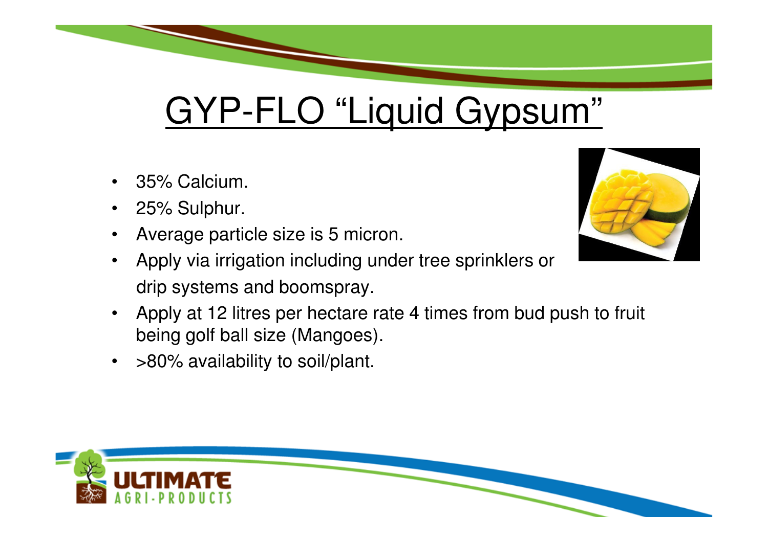# GYP-FLO "Liquid Gypsum"

- 35% Calcium.
- 25% Sulphur.
- Average particle size is 5 micron.
- Apply via irrigation including under tree sprinklers or drip systems and boomspray.
- Apply at 12 litres per hectare rate 4 times from bud push to fruit being golf ball size (Mangoes).
- >80% availability to soil/plant.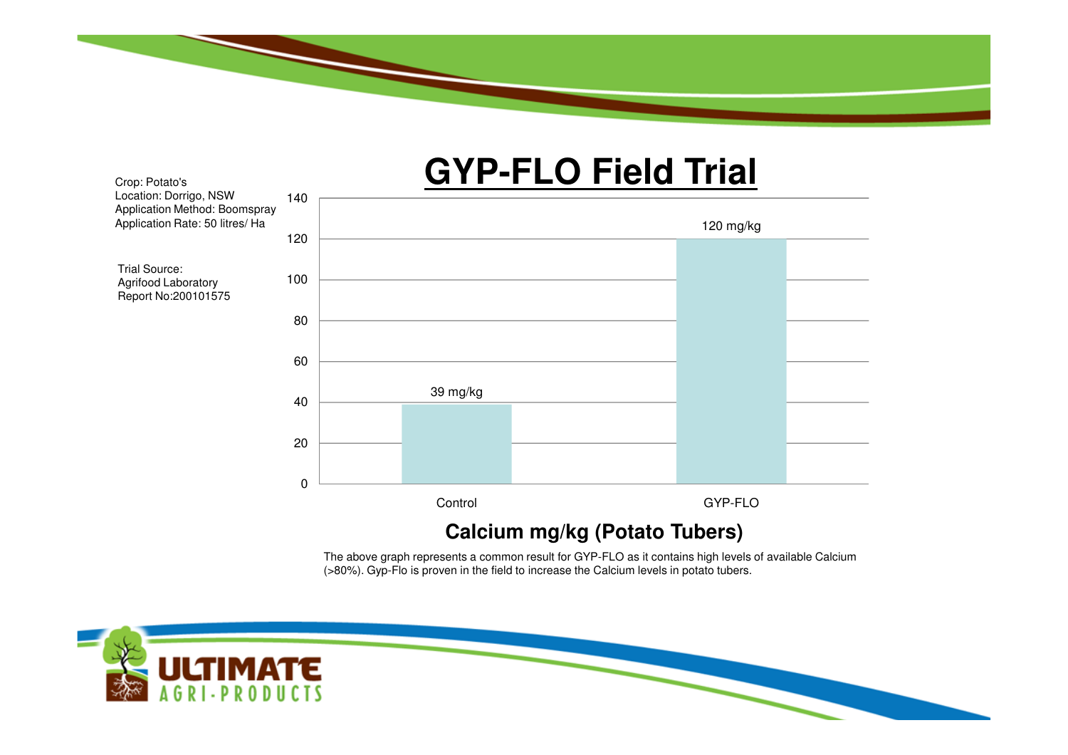# GYP-FLO Field Trial

Crop: Potato's
Location: Dorrigo, NSW
Application Method: Boomspray
Application Rate: 50 litres/ Ha

Trial Source:
Agrifood Laboratory
Report No:200101575

| | Calcium mg/kg |
|---|---|
| Control | 39 mg/kg |
| GYP-FLO | 120 mg/kg |

**Calcium mg/kg (Potato Tubers)**

The above graph represents a common result for GYP-FLO as it contains high levels of available Calcium (>80%). Gyp-Flo is proven in the field to increase the Calcium levels in potato tubers.

ULTIMATE AGRI-PRODUCTS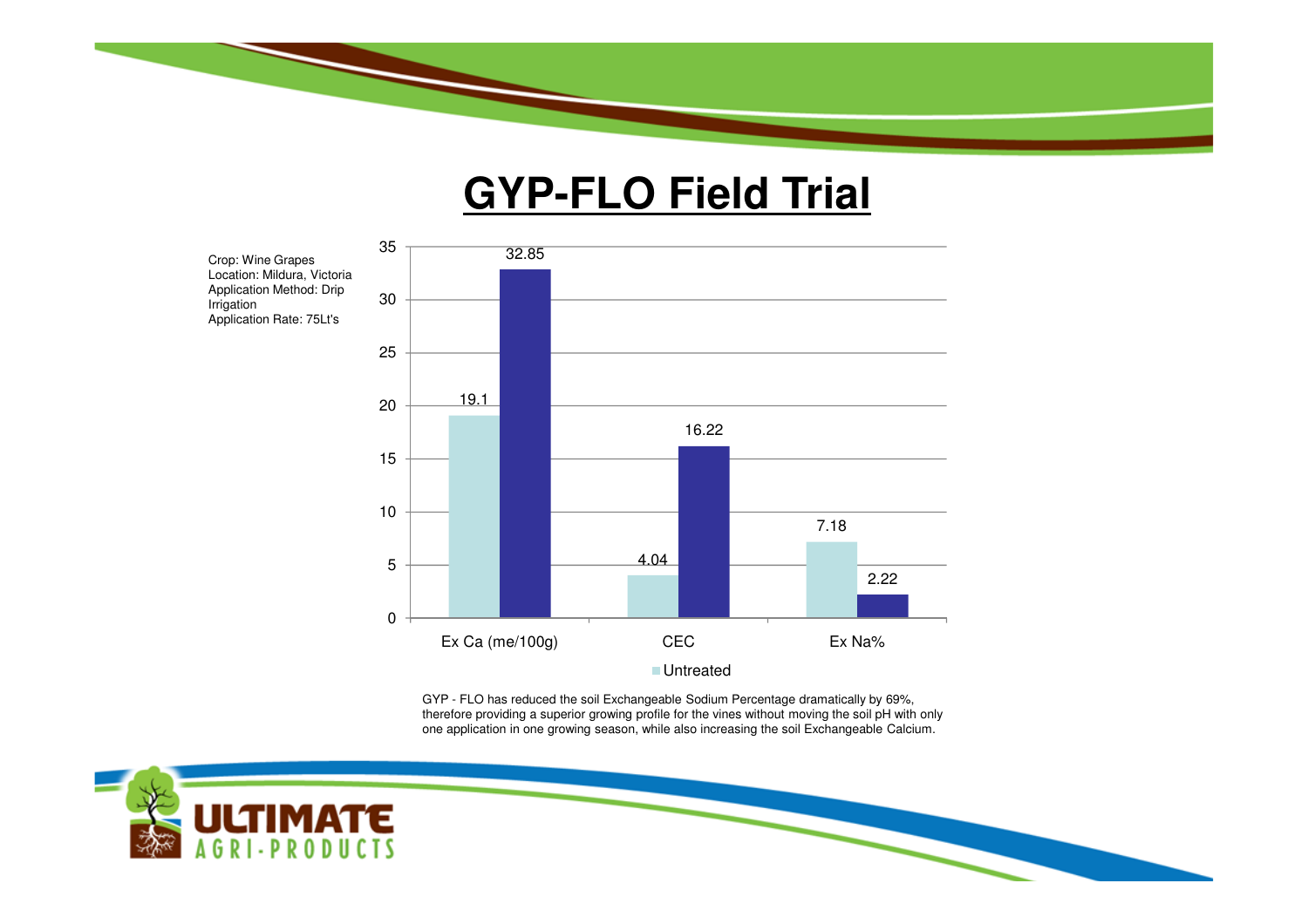# GYP-FLO Field Trial

Crop: Wine Grapes
Location: Mildura, Victoria
Application Method: Drip Irrigation
Application Rate: 75Lt's

| | Untreated | |
|---|---|---|
| Ex Ca (me/100g) | 19.1 | 32.85 |
| CEC | 4.04 | 16.22 |
| Ex Na% | 7.18 | 2.22 |

GYP - FLO has reduced the soil Exchangeable Sodium Percentage dramatically by 69%, therefore providing a superior growing profile for the vines without moving the soil pH with only one application in one growing season, while also increasing the soil Exchangeable Calcium.

ULTIMATE AGRI-PRODUCTS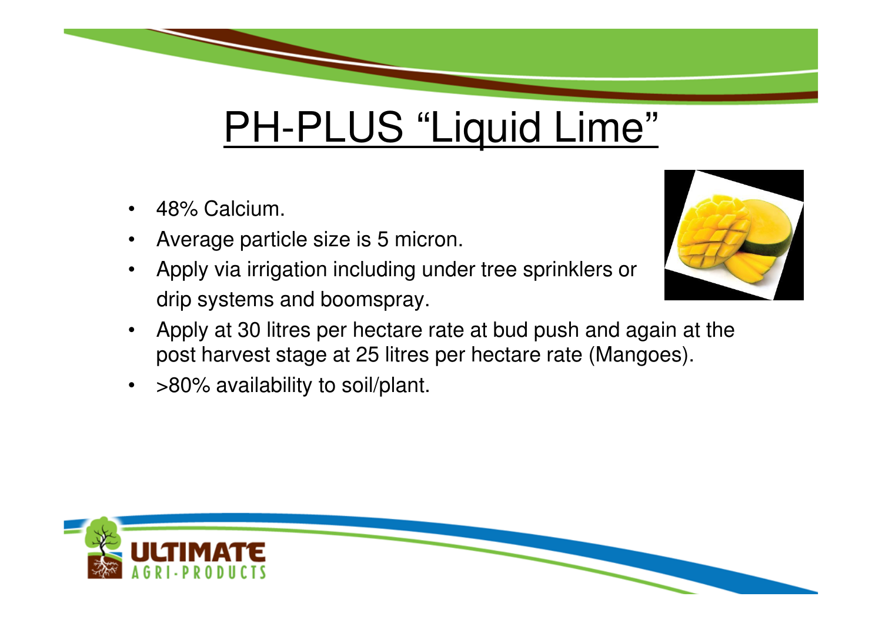# PH-PLUS "Liquid Lime"

- 48% Calcium.
- Average particle size is 5 micron.
- Apply via irrigation including under tree sprinklers or drip systems and boomspray.
- Apply at 30 litres per hectare rate at bud push and again at the post harvest stage at 25 litres per hectare rate (Mangoes).
- >80% availability to soil/plant.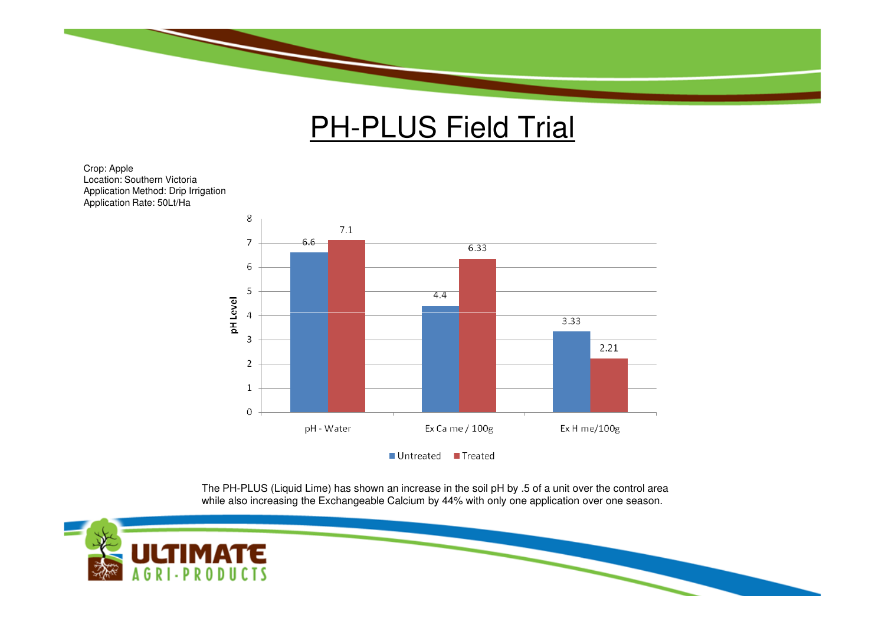# PH-PLUS Field Trial

Crop: Apple
Location: Southern Victoria
Application Method: Drip Irrigation
Application Rate: 50Lt/Ha

| | Untreated | Treated |
|---|---|---|
| pH - Water | 6.6 | 7.1 |
| Ex Ca me / 100g | 4.4 | 6.33 |
| Ex H me/100g | 3.33 | 2.21 |

The PH-PLUS (Liquid Lime) has shown an increase in the soil pH by .5 of a unit over the control area while also increasing the Exchangeable Calcium by 44% with only one application over one season.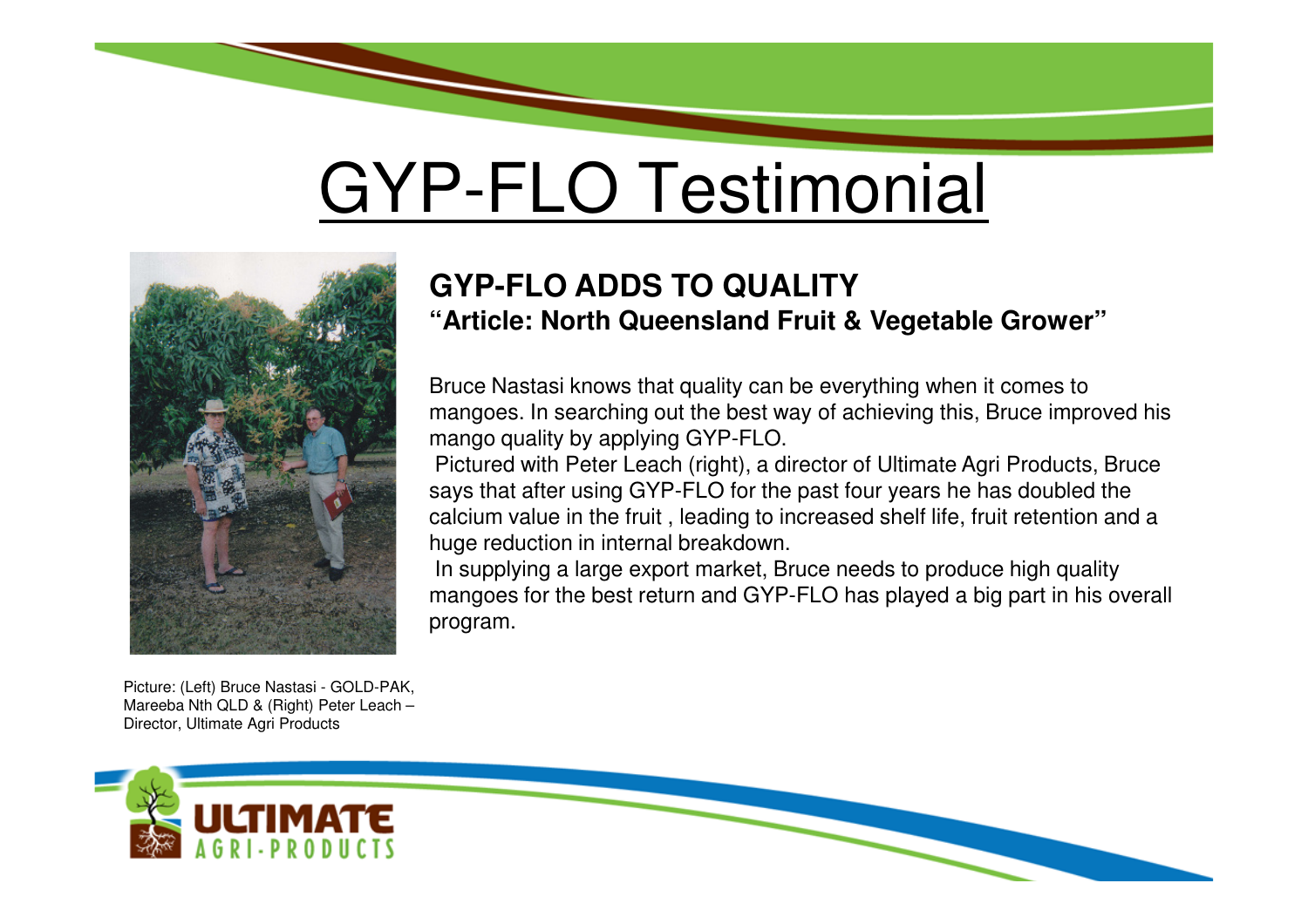# GYP-FLO Testimonial

## GYP-FLO ADDS TO QUALITY

**"Article: North Queensland Fruit & Vegetable Grower"**

Bruce Nastasi knows that quality can be everything when it comes to mangoes. In searching out the best way of achieving this, Bruce improved his mango quality by applying GYP-FLO.

Pictured with Peter Leach (right), a director of Ultimate Agri Products, Bruce says that after using GYP-FLO for the past four years he has doubled the calcium value in the fruit , leading to increased shelf life, fruit retention and a huge reduction in internal breakdown.

In supplying a large export market, Bruce needs to produce high quality mangoes for the best return and GYP-FLO has played a big part in his overall program.

Picture: (Left) Bruce Nastasi - GOLD-PAK, Mareeba Nth QLD & (Right) Peter Leach – Director, Ultimate Agri Products

ULTIMATE AGRI-PRODUCTS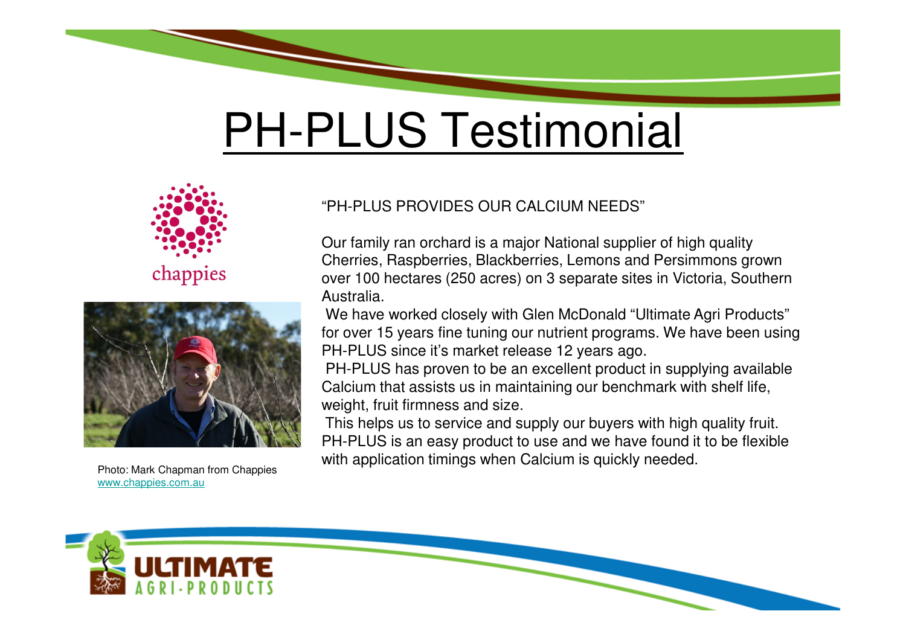# PH-PLUS Testimonial

chappies

Photo: Mark Chapman from Chappies
www.chappies.com.au

"PH-PLUS PROVIDES OUR CALCIUM NEEDS"

Our family ran orchard is a major National supplier of high quality Cherries, Raspberries, Blackberries, Lemons and Persimmons grown over 100 hectares (250 acres) on 3 separate sites in Victoria, Southern Australia.

We have worked closely with Glen McDonald "Ultimate Agri Products" for over 15 years fine tuning our nutrient programs. We have been using PH-PLUS since it's market release 12 years ago.

PH-PLUS has proven to be an excellent product in supplying available Calcium that assists us in maintaining our benchmark with shelf life, weight, fruit firmness and size.

This helps us to service and supply our buyers with high quality fruit. PH-PLUS is an easy product to use and we have found it to be flexible with application timings when Calcium is quickly needed.

ULTIMATE AGRI-PRODUCTS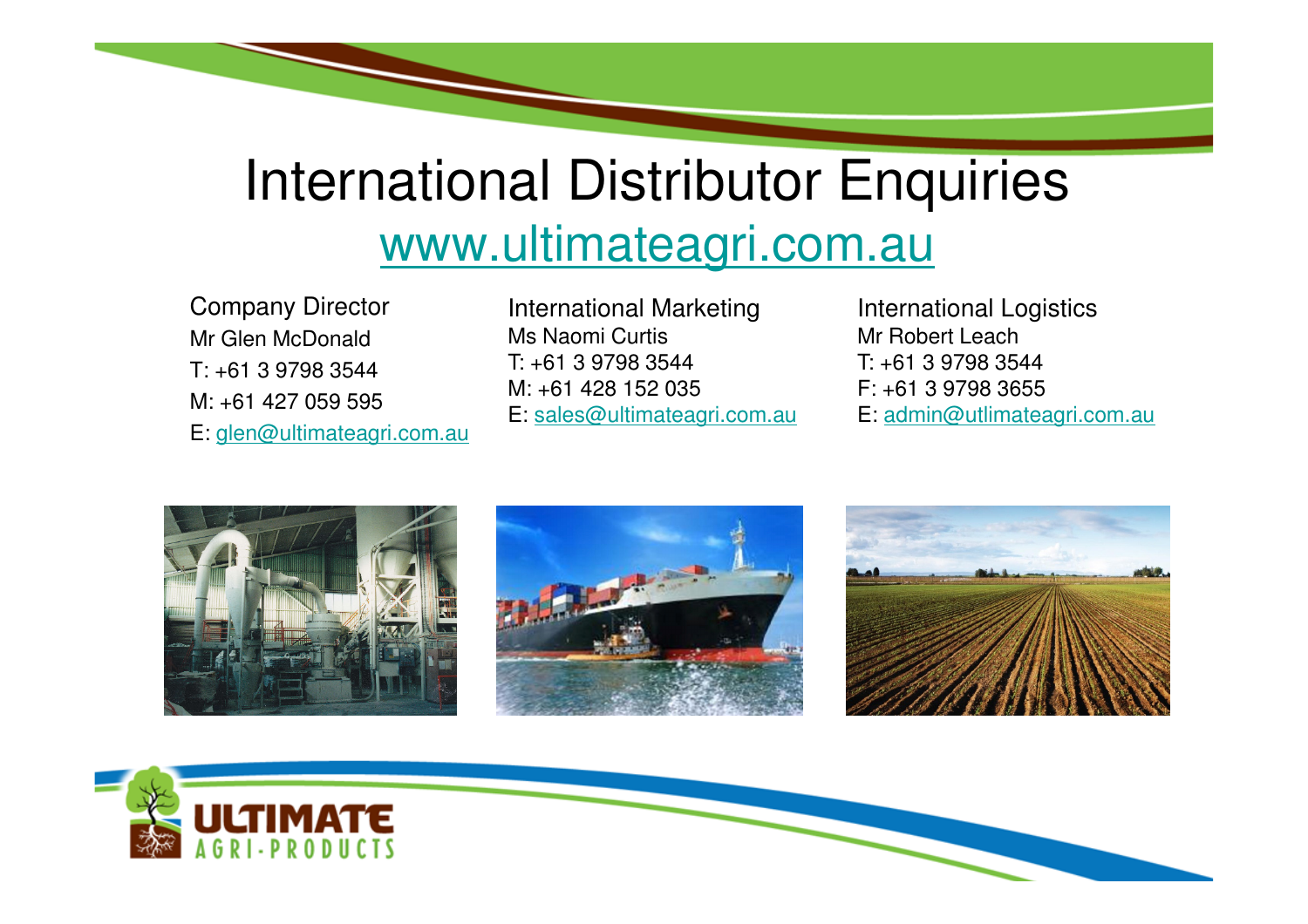# International Distributor Enquiries

## www.ultimateagri.com.au

Company Director
Mr Glen McDonald
T: +61 3 9798 3544
M: +61 427 059 595
E: glen@ultimateagri.com.au

International Marketing
Ms Naomi Curtis
T: +61 3 9798 3544
M: +61 428 152 035
E: sales@ultimateagri.com.au

International Logistics
Mr Robert Leach
T: +61 3 9798 3544
F: +61 3 9798 3655
E: admin@utlimateagri.com.au

ULTIMATE
AGRI-PRODUCTS